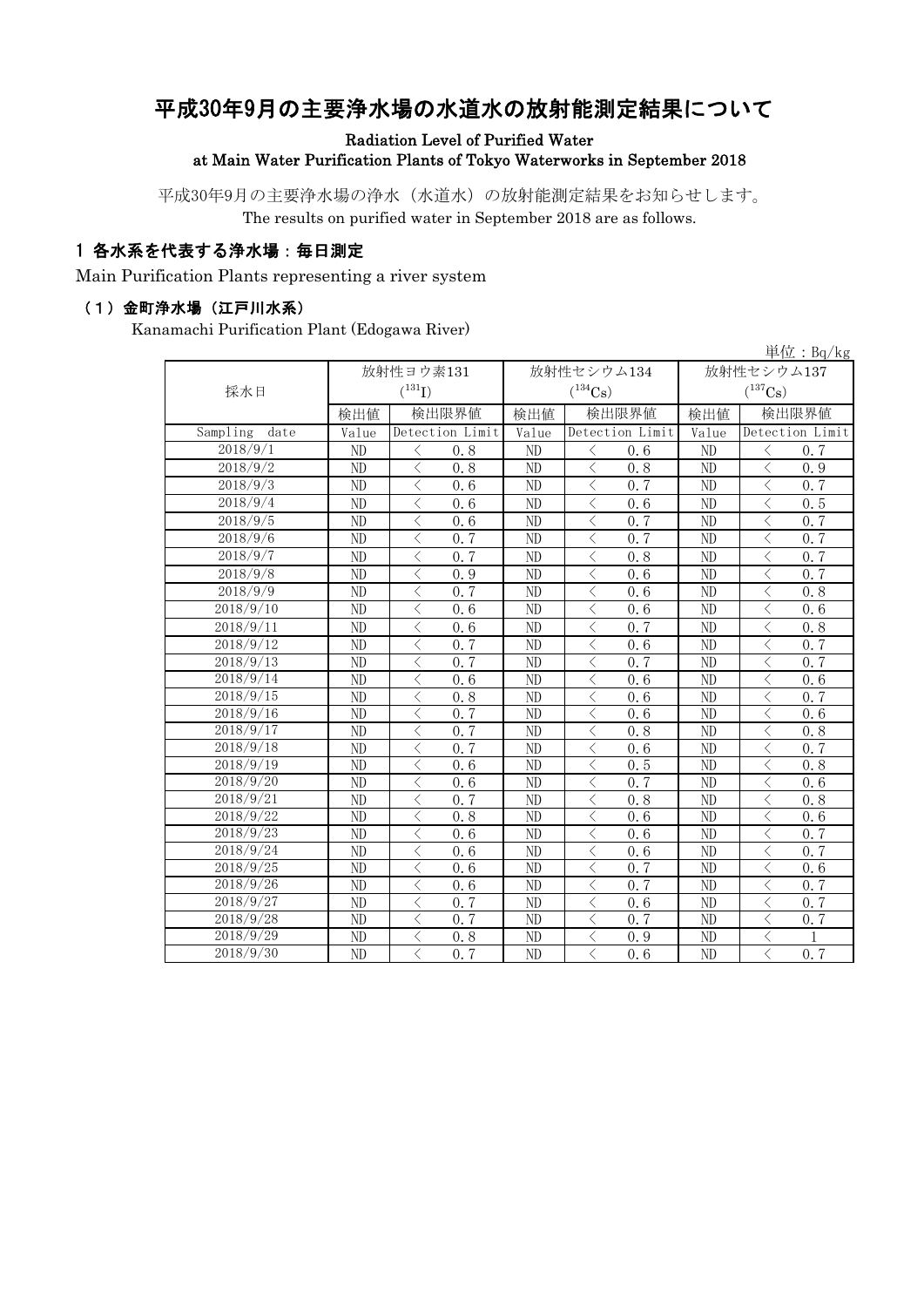# 平成30年9月の主要浄水場の水道水の放射能測定結果について

Radiation Level of Purified Water
at Main Water Purification Plants of Tokyo Waterworks in September 2018

平成30年9月の主要浄水場の浄水（水道水）の放射能測定結果をお知らせします。
The results on purified water in September 2018 are as follows.

## 1 各水系を代表する浄水場：毎日測定

Main Purification Plants representing a river system

### （1）金町浄水場（江戸川水系）

Kanamachi Purification Plant (Edogawa River)

単位：Bq/kg

| 採水日 | 放射性ヨウ素131 ($^{131}I$) | | 放射性セシウム134 ($^{134}Cs$) | | 放射性セシウム137 ($^{137}Cs$) | |
|---|---|---|---|---|---|---|
| | 検出値 | 検出限界値 | 検出値 | 検出限界値 | 検出値 | 検出限界値 |
| Sampling date | Value | Detection Limit | Value | Detection Limit | Value | Detection Limit |
| 2018/9/1 | ND | ＜ 0.8 | ND | ＜ 0.6 | ND | ＜ 0.7 |
| 2018/9/2 | ND | ＜ 0.8 | ND | ＜ 0.8 | ND | ＜ 0.9 |
| 2018/9/3 | ND | ＜ 0.6 | ND | ＜ 0.7 | ND | ＜ 0.7 |
| 2018/9/4 | ND | ＜ 0.6 | ND | ＜ 0.6 | ND | ＜ 0.5 |
| 2018/9/5 | ND | ＜ 0.6 | ND | ＜ 0.7 | ND | ＜ 0.7 |
| 2018/9/6 | ND | ＜ 0.7 | ND | ＜ 0.7 | ND | ＜ 0.7 |
| 2018/9/7 | ND | ＜ 0.7 | ND | ＜ 0.8 | ND | ＜ 0.7 |
| 2018/9/8 | ND | ＜ 0.9 | ND | ＜ 0.6 | ND | ＜ 0.7 |
| 2018/9/9 | ND | ＜ 0.7 | ND | ＜ 0.6 | ND | ＜ 0.8 |
| 2018/9/10 | ND | ＜ 0.6 | ND | ＜ 0.6 | ND | ＜ 0.6 |
| 2018/9/11 | ND | ＜ 0.6 | ND | ＜ 0.7 | ND | ＜ 0.8 |
| 2018/9/12 | ND | ＜ 0.7 | ND | ＜ 0.6 | ND | ＜ 0.7 |
| 2018/9/13 | ND | ＜ 0.7 | ND | ＜ 0.7 | ND | ＜ 0.7 |
| 2018/9/14 | ND | ＜ 0.6 | ND | ＜ 0.6 | ND | ＜ 0.6 |
| 2018/9/15 | ND | ＜ 0.8 | ND | ＜ 0.6 | ND | ＜ 0.7 |
| 2018/9/16 | ND | ＜ 0.7 | ND | ＜ 0.6 | ND | ＜ 0.6 |
| 2018/9/17 | ND | ＜ 0.7 | ND | ＜ 0.8 | ND | ＜ 0.8 |
| 2018/9/18 | ND | ＜ 0.7 | ND | ＜ 0.6 | ND | ＜ 0.7 |
| 2018/9/19 | ND | ＜ 0.6 | ND | ＜ 0.5 | ND | ＜ 0.8 |
| 2018/9/20 | ND | ＜ 0.6 | ND | ＜ 0.7 | ND | ＜ 0.6 |
| 2018/9/21 | ND | ＜ 0.7 | ND | ＜ 0.8 | ND | ＜ 0.8 |
| 2018/9/22 | ND | ＜ 0.8 | ND | ＜ 0.6 | ND | ＜ 0.6 |
| 2018/9/23 | ND | ＜ 0.6 | ND | ＜ 0.6 | ND | ＜ 0.7 |
| 2018/9/24 | ND | ＜ 0.6 | ND | ＜ 0.6 | ND | ＜ 0.7 |
| 2018/9/25 | ND | ＜ 0.6 | ND | ＜ 0.7 | ND | ＜ 0.6 |
| 2018/9/26 | ND | ＜ 0.6 | ND | ＜ 0.7 | ND | ＜ 0.7 |
| 2018/9/27 | ND | ＜ 0.7 | ND | ＜ 0.6 | ND | ＜ 0.7 |
| 2018/9/28 | ND | ＜ 0.7 | ND | ＜ 0.7 | ND | ＜ 0.7 |
| 2018/9/29 | ND | ＜ 0.8 | ND | ＜ 0.9 | ND | ＜ 1 |
| 2018/9/30 | ND | ＜ 0.7 | ND | ＜ 0.6 | ND | ＜ 0.7 |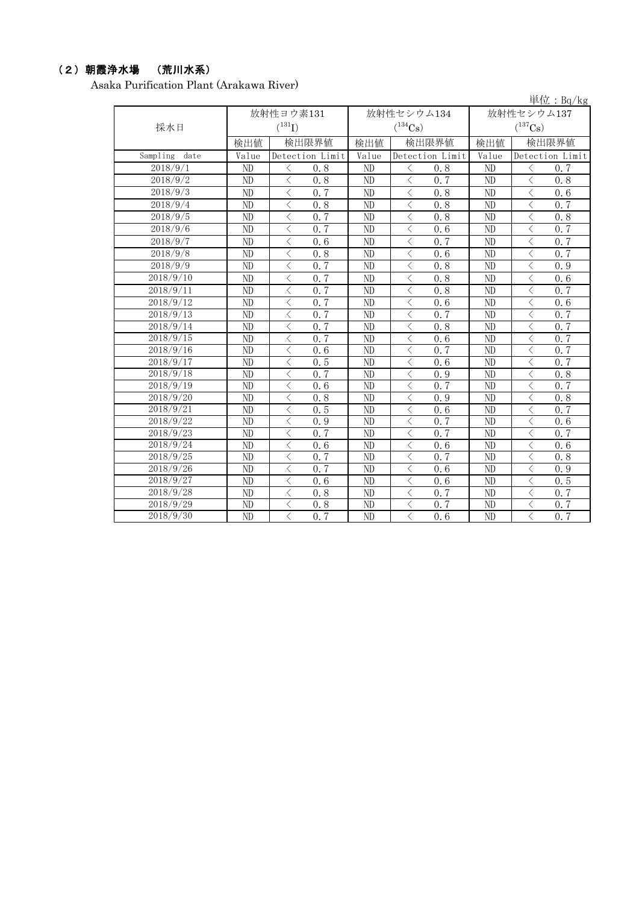### （2）朝霞浄水場　（荒川水系）

Asaka Purification Plant (Arakawa River)

単位：Bq/kg

| 採水日 | 放射性ヨウ素131 ($^{131}I$) | | 放射性セシウム134 ($^{134}Cs$) | | 放射性セシウム137 ($^{137}Cs$) | |
|---|---|---|---|---|---|---|
| | 検出値 | 検出限界値 | 検出値 | 検出限界値 | 検出値 | 検出限界値 |
| Sampling date | Value | Detection Limit | Value | Detection Limit | Value | Detection Limit |
| 2018/9/1 | ND | ＜ 0.8 | ND | ＜ 0.8 | ND | ＜ 0.7 |
| 2018/9/2 | ND | ＜ 0.8 | ND | ＜ 0.7 | ND | ＜ 0.8 |
| 2018/9/3 | ND | ＜ 0.7 | ND | ＜ 0.8 | ND | ＜ 0.6 |
| 2018/9/4 | ND | ＜ 0.8 | ND | ＜ 0.8 | ND | ＜ 0.7 |
| 2018/9/5 | ND | ＜ 0.7 | ND | ＜ 0.8 | ND | ＜ 0.8 |
| 2018/9/6 | ND | ＜ 0.7 | ND | ＜ 0.6 | ND | ＜ 0.7 |
| 2018/9/7 | ND | ＜ 0.6 | ND | ＜ 0.7 | ND | ＜ 0.7 |
| 2018/9/8 | ND | ＜ 0.8 | ND | ＜ 0.6 | ND | ＜ 0.7 |
| 2018/9/9 | ND | ＜ 0.7 | ND | ＜ 0.8 | ND | ＜ 0.9 |
| 2018/9/10 | ND | ＜ 0.7 | ND | ＜ 0.8 | ND | ＜ 0.6 |
| 2018/9/11 | ND | ＜ 0.7 | ND | ＜ 0.8 | ND | ＜ 0.7 |
| 2018/9/12 | ND | ＜ 0.7 | ND | ＜ 0.6 | ND | ＜ 0.6 |
| 2018/9/13 | ND | ＜ 0.7 | ND | ＜ 0.7 | ND | ＜ 0.7 |
| 2018/9/14 | ND | ＜ 0.7 | ND | ＜ 0.8 | ND | ＜ 0.7 |
| 2018/9/15 | ND | ＜ 0.7 | ND | ＜ 0.6 | ND | ＜ 0.7 |
| 2018/9/16 | ND | ＜ 0.6 | ND | ＜ 0.7 | ND | ＜ 0.7 |
| 2018/9/17 | ND | ＜ 0.5 | ND | ＜ 0.6 | ND | ＜ 0.7 |
| 2018/9/18 | ND | ＜ 0.7 | ND | ＜ 0.9 | ND | ＜ 0.8 |
| 2018/9/19 | ND | ＜ 0.6 | ND | ＜ 0.7 | ND | ＜ 0.7 |
| 2018/9/20 | ND | ＜ 0.8 | ND | ＜ 0.9 | ND | ＜ 0.8 |
| 2018/9/21 | ND | ＜ 0.5 | ND | ＜ 0.6 | ND | ＜ 0.7 |
| 2018/9/22 | ND | ＜ 0.9 | ND | ＜ 0.7 | ND | ＜ 0.6 |
| 2018/9/23 | ND | ＜ 0.7 | ND | ＜ 0.7 | ND | ＜ 0.7 |
| 2018/9/24 | ND | ＜ 0.6 | ND | ＜ 0.6 | ND | ＜ 0.6 |
| 2018/9/25 | ND | ＜ 0.7 | ND | ＜ 0.7 | ND | ＜ 0.8 |
| 2018/9/26 | ND | ＜ 0.7 | ND | ＜ 0.6 | ND | ＜ 0.9 |
| 2018/9/27 | ND | ＜ 0.6 | ND | ＜ 0.6 | ND | ＜ 0.5 |
| 2018/9/28 | ND | ＜ 0.8 | ND | ＜ 0.7 | ND | ＜ 0.7 |
| 2018/9/29 | ND | ＜ 0.8 | ND | ＜ 0.7 | ND | ＜ 0.7 |
| 2018/9/30 | ND | ＜ 0.7 | ND | ＜ 0.6 | ND | ＜ 0.7 |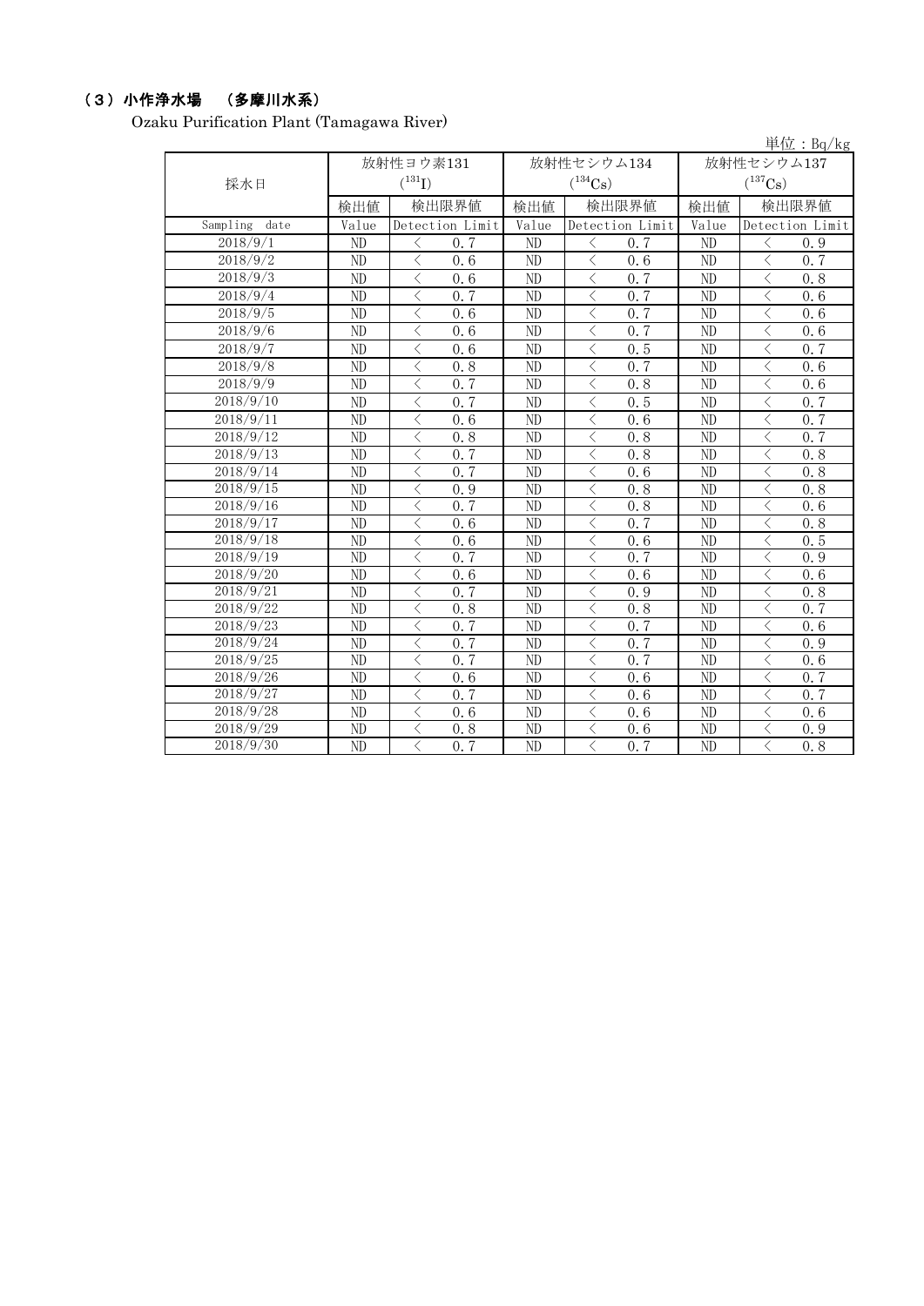### （３）小作浄水場　（多摩川水系）

Ozaku Purification Plant (Tamagawa River)

単位：Bq/kg

| 採水日 | 放射性ヨウ素131 ($^{131}I$) | | 放射性セシウム134 ($^{134}Cs$) | | 放射性セシウム137 ($^{137}Cs$) | |
|---|---|---|---|---|---|---|
| | 検出値 | 検出限界値 | 検出値 | 検出限界値 | 検出値 | 検出限界値 |
| Sampling date | Value | Detection Limit | Value | Detection Limit | Value | Detection Limit |
| 2018/9/1 | ND | ＜ 0.7 | ND | ＜ 0.7 | ND | ＜ 0.9 |
| 2018/9/2 | ND | ＜ 0.6 | ND | ＜ 0.6 | ND | ＜ 0.7 |
| 2018/9/3 | ND | ＜ 0.6 | ND | ＜ 0.7 | ND | ＜ 0.8 |
| 2018/9/4 | ND | ＜ 0.7 | ND | ＜ 0.7 | ND | ＜ 0.6 |
| 2018/9/5 | ND | ＜ 0.6 | ND | ＜ 0.7 | ND | ＜ 0.6 |
| 2018/9/6 | ND | ＜ 0.6 | ND | ＜ 0.7 | ND | ＜ 0.6 |
| 2018/9/7 | ND | ＜ 0.6 | ND | ＜ 0.5 | ND | ＜ 0.7 |
| 2018/9/8 | ND | ＜ 0.8 | ND | ＜ 0.7 | ND | ＜ 0.6 |
| 2018/9/9 | ND | ＜ 0.7 | ND | ＜ 0.8 | ND | ＜ 0.6 |
| 2018/9/10 | ND | ＜ 0.7 | ND | ＜ 0.5 | ND | ＜ 0.7 |
| 2018/9/11 | ND | ＜ 0.6 | ND | ＜ 0.6 | ND | ＜ 0.7 |
| 2018/9/12 | ND | ＜ 0.8 | ND | ＜ 0.8 | ND | ＜ 0.7 |
| 2018/9/13 | ND | ＜ 0.7 | ND | ＜ 0.8 | ND | ＜ 0.8 |
| 2018/9/14 | ND | ＜ 0.7 | ND | ＜ 0.6 | ND | ＜ 0.8 |
| 2018/9/15 | ND | ＜ 0.9 | ND | ＜ 0.8 | ND | ＜ 0.8 |
| 2018/9/16 | ND | ＜ 0.7 | ND | ＜ 0.8 | ND | ＜ 0.6 |
| 2018/9/17 | ND | ＜ 0.6 | ND | ＜ 0.7 | ND | ＜ 0.8 |
| 2018/9/18 | ND | ＜ 0.6 | ND | ＜ 0.6 | ND | ＜ 0.5 |
| 2018/9/19 | ND | ＜ 0.7 | ND | ＜ 0.7 | ND | ＜ 0.9 |
| 2018/9/20 | ND | ＜ 0.6 | ND | ＜ 0.6 | ND | ＜ 0.6 |
| 2018/9/21 | ND | ＜ 0.7 | ND | ＜ 0.9 | ND | ＜ 0.8 |
| 2018/9/22 | ND | ＜ 0.8 | ND | ＜ 0.8 | ND | ＜ 0.7 |
| 2018/9/23 | ND | ＜ 0.7 | ND | ＜ 0.7 | ND | ＜ 0.6 |
| 2018/9/24 | ND | ＜ 0.7 | ND | ＜ 0.7 | ND | ＜ 0.9 |
| 2018/9/25 | ND | ＜ 0.7 | ND | ＜ 0.7 | ND | ＜ 0.6 |
| 2018/9/26 | ND | ＜ 0.6 | ND | ＜ 0.6 | ND | ＜ 0.7 |
| 2018/9/27 | ND | ＜ 0.7 | ND | ＜ 0.6 | ND | ＜ 0.7 |
| 2018/9/28 | ND | ＜ 0.6 | ND | ＜ 0.6 | ND | ＜ 0.6 |
| 2018/9/29 | ND | ＜ 0.8 | ND | ＜ 0.6 | ND | ＜ 0.9 |
| 2018/9/30 | ND | ＜ 0.7 | ND | ＜ 0.7 | ND | ＜ 0.8 |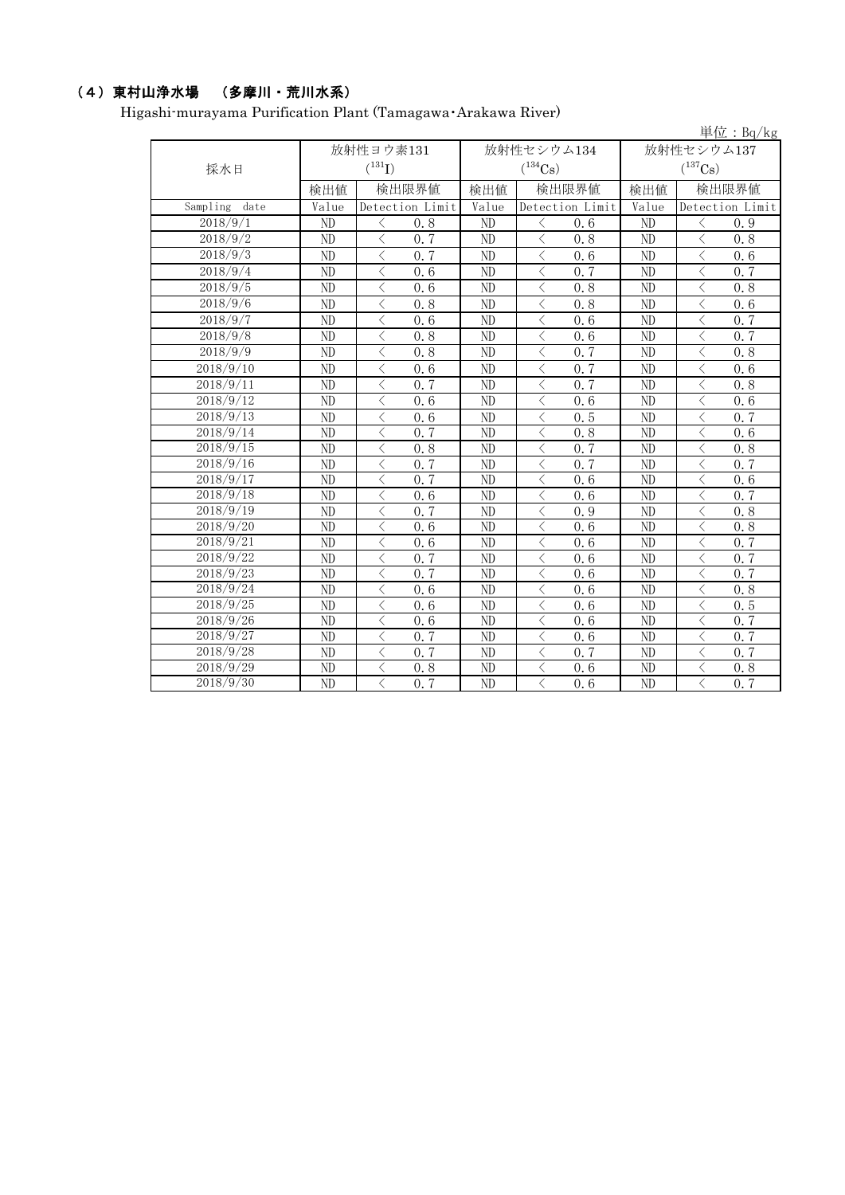### （4）東村山浄水場 （多摩川・荒川水系）

Higashi-murayama Purification Plant (Tamagawa･Arakawa River)

単位：Bq/kg

| 採水日 | 放射性ヨウ素131 ($^{131}I$) | | 放射性セシウム134 ($^{134}Cs$) | | 放射性セシウム137 ($^{137}Cs$) | |
|---|---|---|---|---|---|---|
| | 検出値 | 検出限界値 | 検出値 | 検出限界値 | 検出値 | 検出限界値 |
| Sampling date | Value | Detection Limit | Value | Detection Limit | Value | Detection Limit |
| 2018/9/1 | ND | ＜ 0.8 | ND | ＜ 0.6 | ND | ＜ 0.9 |
| 2018/9/2 | ND | ＜ 0.7 | ND | ＜ 0.8 | ND | ＜ 0.8 |
| 2018/9/3 | ND | ＜ 0.7 | ND | ＜ 0.6 | ND | ＜ 0.6 |
| 2018/9/4 | ND | ＜ 0.6 | ND | ＜ 0.7 | ND | ＜ 0.7 |
| 2018/9/5 | ND | ＜ 0.6 | ND | ＜ 0.8 | ND | ＜ 0.8 |
| 2018/9/6 | ND | ＜ 0.8 | ND | ＜ 0.8 | ND | ＜ 0.6 |
| 2018/9/7 | ND | ＜ 0.6 | ND | ＜ 0.6 | ND | ＜ 0.7 |
| 2018/9/8 | ND | ＜ 0.8 | ND | ＜ 0.6 | ND | ＜ 0.7 |
| 2018/9/9 | ND | ＜ 0.8 | ND | ＜ 0.7 | ND | ＜ 0.8 |
| 2018/9/10 | ND | ＜ 0.6 | ND | ＜ 0.7 | ND | ＜ 0.6 |
| 2018/9/11 | ND | ＜ 0.7 | ND | ＜ 0.7 | ND | ＜ 0.8 |
| 2018/9/12 | ND | ＜ 0.6 | ND | ＜ 0.6 | ND | ＜ 0.6 |
| 2018/9/13 | ND | ＜ 0.6 | ND | ＜ 0.5 | ND | ＜ 0.7 |
| 2018/9/14 | ND | ＜ 0.7 | ND | ＜ 0.8 | ND | ＜ 0.6 |
| 2018/9/15 | ND | ＜ 0.8 | ND | ＜ 0.7 | ND | ＜ 0.8 |
| 2018/9/16 | ND | ＜ 0.7 | ND | ＜ 0.7 | ND | ＜ 0.7 |
| 2018/9/17 | ND | ＜ 0.7 | ND | ＜ 0.6 | ND | ＜ 0.6 |
| 2018/9/18 | ND | ＜ 0.6 | ND | ＜ 0.6 | ND | ＜ 0.7 |
| 2018/9/19 | ND | ＜ 0.7 | ND | ＜ 0.9 | ND | ＜ 0.8 |
| 2018/9/20 | ND | ＜ 0.6 | ND | ＜ 0.6 | ND | ＜ 0.8 |
| 2018/9/21 | ND | ＜ 0.6 | ND | ＜ 0.6 | ND | ＜ 0.7 |
| 2018/9/22 | ND | ＜ 0.7 | ND | ＜ 0.6 | ND | ＜ 0.7 |
| 2018/9/23 | ND | ＜ 0.7 | ND | ＜ 0.6 | ND | ＜ 0.7 |
| 2018/9/24 | ND | ＜ 0.6 | ND | ＜ 0.6 | ND | ＜ 0.8 |
| 2018/9/25 | ND | ＜ 0.6 | ND | ＜ 0.6 | ND | ＜ 0.5 |
| 2018/9/26 | ND | ＜ 0.6 | ND | ＜ 0.6 | ND | ＜ 0.7 |
| 2018/9/27 | ND | ＜ 0.7 | ND | ＜ 0.6 | ND | ＜ 0.7 |
| 2018/9/28 | ND | ＜ 0.7 | ND | ＜ 0.7 | ND | ＜ 0.7 |
| 2018/9/29 | ND | ＜ 0.8 | ND | ＜ 0.6 | ND | ＜ 0.8 |
| 2018/9/30 | ND | ＜ 0.7 | ND | ＜ 0.6 | ND | ＜ 0.7 |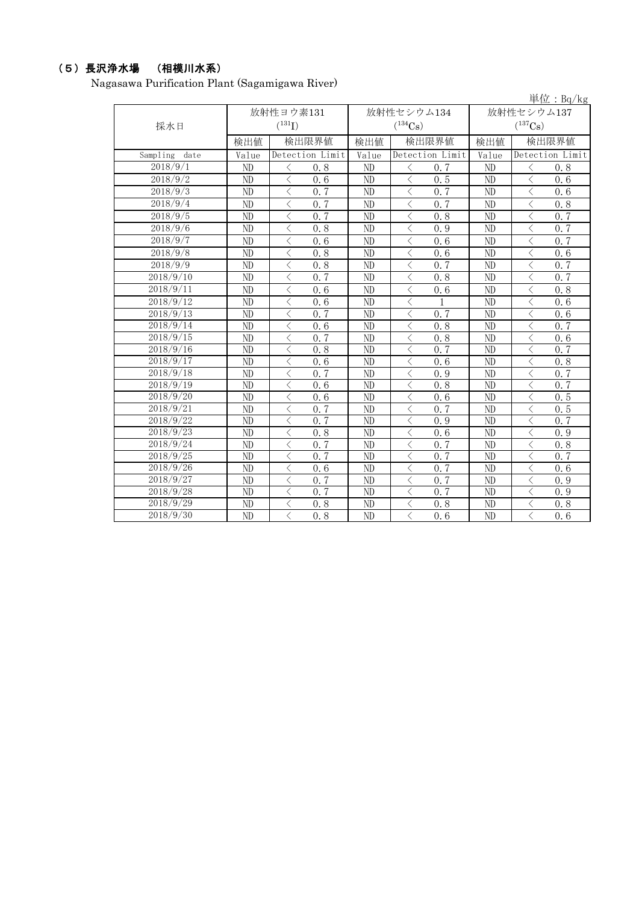## （5）長沢浄水場　（相模川水系）

Nagasawa Purification Plant (Sagamigawa River)

単位：Bq/kg

| 採水日 | 放射性ヨウ素131 ($^{131}I$) | | 放射性セシウム134 ($^{134}Cs$) | | 放射性セシウム137 ($^{137}Cs$) | |
|---|---|---|---|---|---|---|
| | 検出値 | 検出限界値 | 検出値 | 検出限界値 | 検出値 | 検出限界値 |
| Sampling date | Value | Detection Limit | Value | Detection Limit | Value | Detection Limit |
| 2018/9/1 | ND | ＜ 0.8 | ND | ＜ 0.7 | ND | ＜ 0.8 |
| 2018/9/2 | ND | ＜ 0.6 | ND | ＜ 0.5 | ND | ＜ 0.6 |
| 2018/9/3 | ND | ＜ 0.7 | ND | ＜ 0.7 | ND | ＜ 0.6 |
| 2018/9/4 | ND | ＜ 0.7 | ND | ＜ 0.7 | ND | ＜ 0.8 |
| 2018/9/5 | ND | ＜ 0.7 | ND | ＜ 0.8 | ND | ＜ 0.7 |
| 2018/9/6 | ND | ＜ 0.8 | ND | ＜ 0.9 | ND | ＜ 0.7 |
| 2018/9/7 | ND | ＜ 0.6 | ND | ＜ 0.6 | ND | ＜ 0.7 |
| 2018/9/8 | ND | ＜ 0.8 | ND | ＜ 0.6 | ND | ＜ 0.6 |
| 2018/9/9 | ND | ＜ 0.8 | ND | ＜ 0.7 | ND | ＜ 0.7 |
| 2018/9/10 | ND | ＜ 0.7 | ND | ＜ 0.8 | ND | ＜ 0.7 |
| 2018/9/11 | ND | ＜ 0.6 | ND | ＜ 0.6 | ND | ＜ 0.8 |
| 2018/9/12 | ND | ＜ 0.6 | ND | ＜ 1 | ND | ＜ 0.6 |
| 2018/9/13 | ND | ＜ 0.7 | ND | ＜ 0.7 | ND | ＜ 0.6 |
| 2018/9/14 | ND | ＜ 0.6 | ND | ＜ 0.8 | ND | ＜ 0.7 |
| 2018/9/15 | ND | ＜ 0.7 | ND | ＜ 0.8 | ND | ＜ 0.6 |
| 2018/9/16 | ND | ＜ 0.8 | ND | ＜ 0.7 | ND | ＜ 0.7 |
| 2018/9/17 | ND | ＜ 0.6 | ND | ＜ 0.6 | ND | ＜ 0.8 |
| 2018/9/18 | ND | ＜ 0.7 | ND | ＜ 0.9 | ND | ＜ 0.7 |
| 2018/9/19 | ND | ＜ 0.6 | ND | ＜ 0.8 | ND | ＜ 0.7 |
| 2018/9/20 | ND | ＜ 0.6 | ND | ＜ 0.6 | ND | ＜ 0.5 |
| 2018/9/21 | ND | ＜ 0.7 | ND | ＜ 0.7 | ND | ＜ 0.5 |
| 2018/9/22 | ND | ＜ 0.7 | ND | ＜ 0.9 | ND | ＜ 0.7 |
| 2018/9/23 | ND | ＜ 0.8 | ND | ＜ 0.6 | ND | ＜ 0.9 |
| 2018/9/24 | ND | ＜ 0.7 | ND | ＜ 0.7 | ND | ＜ 0.8 |
| 2018/9/25 | ND | ＜ 0.7 | ND | ＜ 0.7 | ND | ＜ 0.7 |
| 2018/9/26 | ND | ＜ 0.6 | ND | ＜ 0.7 | ND | ＜ 0.6 |
| 2018/9/27 | ND | ＜ 0.7 | ND | ＜ 0.7 | ND | ＜ 0.9 |
| 2018/9/28 | ND | ＜ 0.7 | ND | ＜ 0.7 | ND | ＜ 0.9 |
| 2018/9/29 | ND | ＜ 0.8 | ND | ＜ 0.8 | ND | ＜ 0.8 |
| 2018/9/30 | ND | ＜ 0.8 | ND | ＜ 0.6 | ND | ＜ 0.6 |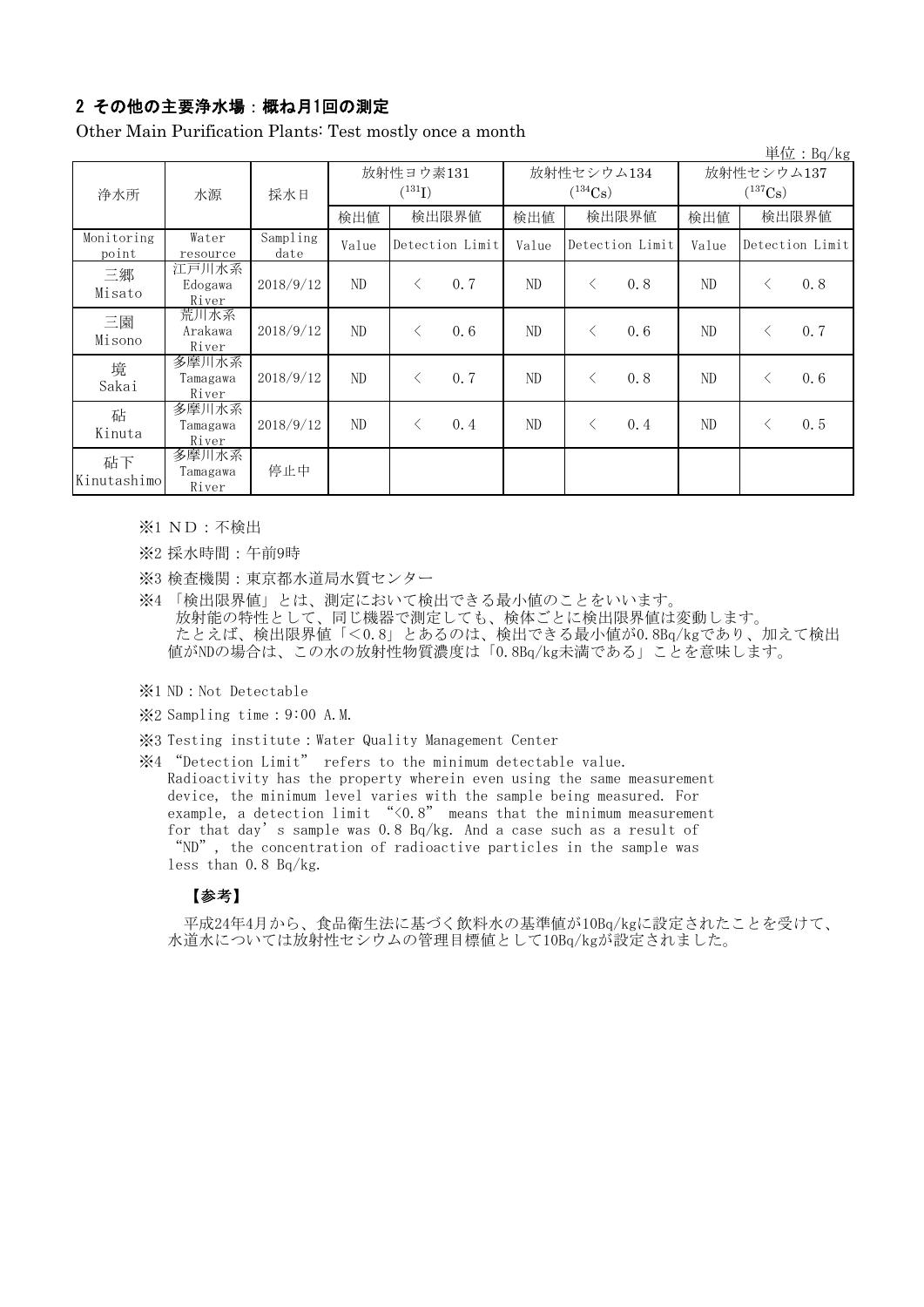## 2 その他の主要浄水場：概ね月1回の測定

Other Main Purification Plants: Test mostly once a month

単位：Bq/kg

| 浄水所 | 水源 | 採水日 | 放射性ヨウ素131 ($^{131}I$) | | | 放射性セシウム134 ($^{134}Cs$) | | | 放射性セシウム137 ($^{137}Cs$) | | |
|---|---|---|---|---|---|---|---|---|---|---|---|
| | | | 検出値 | 検出限界値 | | 検出値 | 検出限界値 | | 検出値 | 検出限界値 | |
| Monitoring point | Water resource | Sampling date | Value | Detection Limit | | Value | Detection Limit | | Value | Detection Limit | |
| 三郷 Misato | 江戸川水系 Edogawa River | 2018/9/12 | ND | < | 0.7 | ND | < | 0.8 | ND | < | 0.8 |
| 三園 Misono | 荒川水系 Arakawa River | 2018/9/12 | ND | < | 0.6 | ND | < | 0.6 | ND | < | 0.7 |
| 境 Sakai | 多摩川水系 Tamagawa River | 2018/9/12 | ND | < | 0.7 | ND | < | 0.8 | ND | < | 0.6 |
| 砧 Kinuta | 多摩川水系 Tamagawa River | 2018/9/12 | ND | < | 0.4 | ND | < | 0.4 | ND | < | 0.5 |
| 砧下 Kinutashimo | 多摩川水系 Tamagawa River | 停止中 | | | | | | | | | |

※1 ＮＤ：不検出

※2 採水時間：午前9時

※3 検査機関：東京都水道局水質センター

※4 「検出限界値」とは、測定において検出できる最小値のことをいいます。
放射能の特性として、同じ機器で測定しても、検体ごとに検出限界値は変動します。
たとえば、検出限界値「<0.8」とあるのは、検出できる最小値が0.8Bq/kgであり、加えて検出値がNDの場合は、この水の放射性物質濃度は「0.8Bq/kg未満である」ことを意味します。

※1 ND：Not Detectable

※2 Sampling time：9:00 A.M.

※3 Testing institute：Water Quality Management Center

※4 "Detection Limit" refers to the minimum detectable value.
Radioactivity has the property wherein even using the same measurement device, the minimum level varies with the sample being measured. For example, a detection limit "<0.8" means that the minimum measurement for that day's sample was 0.8 Bq/kg. And a case such as a result of "ND", the concentration of radioactive particles in the sample was less than 0.8 Bq/kg.

**【参考】**

平成24年4月から、食品衛生法に基づく飲料水の基準値が10Bq/kgに設定されたことを受けて、水道水については放射性セシウムの管理目標値として10Bq/kgが設定されました。